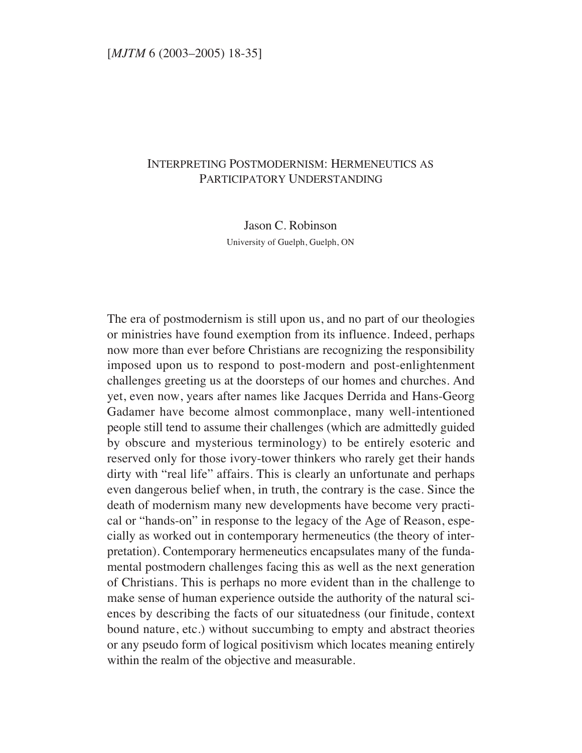# Interpreting Postmodernism: Hermeneutics as Participatory Understanding

Jason C. Robinson

University of Guelph, Guelph, ON

The era of postmodernism is still upon us, and no part of our theologies or ministries have found exemption from its influence. Indeed, perhaps now more than ever before Christians are recognizing the responsibility imposed upon us to respond to post-modern and post-enlightenment challenges greeting us at the doorsteps of our homes and churches. And yet, even now, years after names like Jacques Derrida and Hans-Georg Gadamer have become almost commonplace, many well-intentioned people still tend to assume their challenges (which are admittedly guided by obscure and mysterious terminology) to be entirely esoteric and reserved only for those ivory-tower thinkers who rarely get their hands dirty with "real life" affairs. This is clearly an unfortunate and perhaps even dangerous belief when, in truth, the contrary is the case. Since the death of modernism many new developments have become very practical or "hands-on" in response to the legacy of the Age of Reason, especially as worked out in contemporary hermeneutics (the theory of interpretation). Contemporary hermeneutics encapsulates many of the fundamental postmodern challenges facing this as well as the next generation of Christians. This is perhaps no more evident than in the challenge to make sense of human experience outside the authority of the natural sciences by describing the facts of our situatedness (our finitude, context bound nature, etc.) without succumbing to empty and abstract theories or any pseudo form of logical positivism which locates meaning entirely within the realm of the objective and measurable.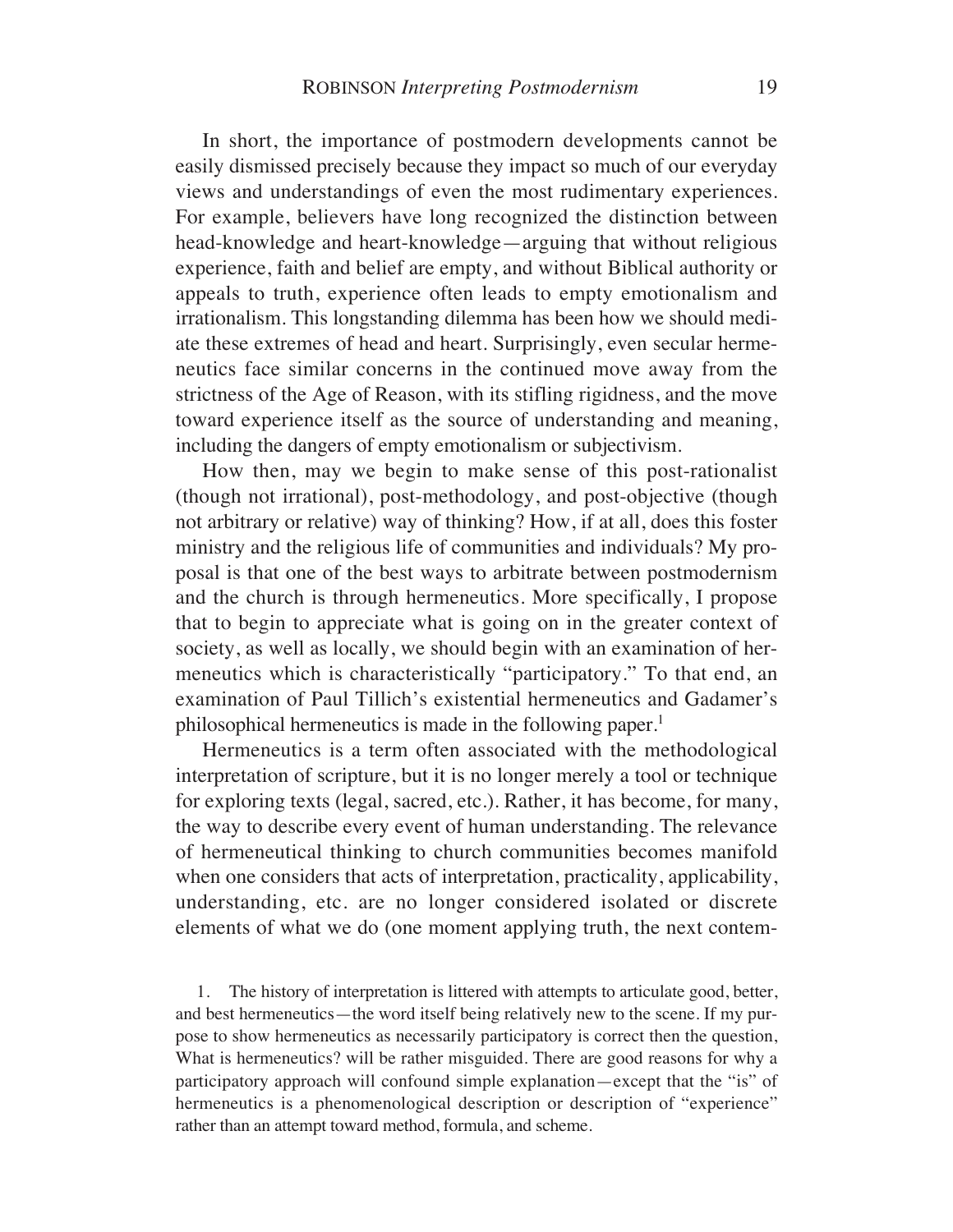In short, the importance of postmodern developments cannot be easily dismissed precisely because they impact so much of our everyday views and understandings of even the most rudimentary experiences. For example, believers have long recognized the distinction between head-knowledge and heart-knowledge—arguing that without religious experience, faith and belief are empty, and without Biblical authority or appeals to truth, experience often leads to empty emotionalism and irrationalism. This longstanding dilemma has been how we should mediate these extremes of head and heart. Surprisingly, even secular hermeneutics face similar concerns in the continued move away from the strictness of the Age of Reason, with its stifling rigidness, and the move toward experience itself as the source of understanding and meaning, including the dangers of empty emotionalism or subjectivism.

How then, may we begin to make sense of this post-rationalist (though not irrational), post-methodology, and post-objective (though not arbitrary or relative) way of thinking? How, if at all, does this foster ministry and the religious life of communities and individuals? My proposal is that one of the best ways to arbitrate between postmodernism and the church is through hermeneutics. More specifically, I propose that to begin to appreciate what is going on in the greater context of society, as well as locally, we should begin with an examination of hermeneutics which is characteristically "participatory." To that end, an examination of Paul Tillich's existential hermeneutics and Gadamer's philosophical hermeneutics is made in the following paper.[1]

Hermeneutics is a term often associated with the methodological interpretation of scripture, but it is no longer merely a tool or technique for exploring texts (legal, sacred, etc.). Rather, it has become, for many, the way to describe every event of human understanding. The relevance of hermeneutical thinking to church communities becomes manifold when one considers that acts of interpretation, practicality, applicability, understanding, etc. are no longer considered isolated or discrete elements of what we do (one moment applying truth, the next contem-

1. The history of interpretation is littered with attempts to articulate good, better, and best hermeneutics—the word itself being relatively new to the scene. If my purpose to show hermeneutics as necessarily participatory is correct then the question, What is hermeneutics? will be rather misguided. There are good reasons for why a participatory approach will confound simple explanation—except that the "is" of hermeneutics is a phenomenological description or description of "experience" rather than an attempt toward method, formula, and scheme.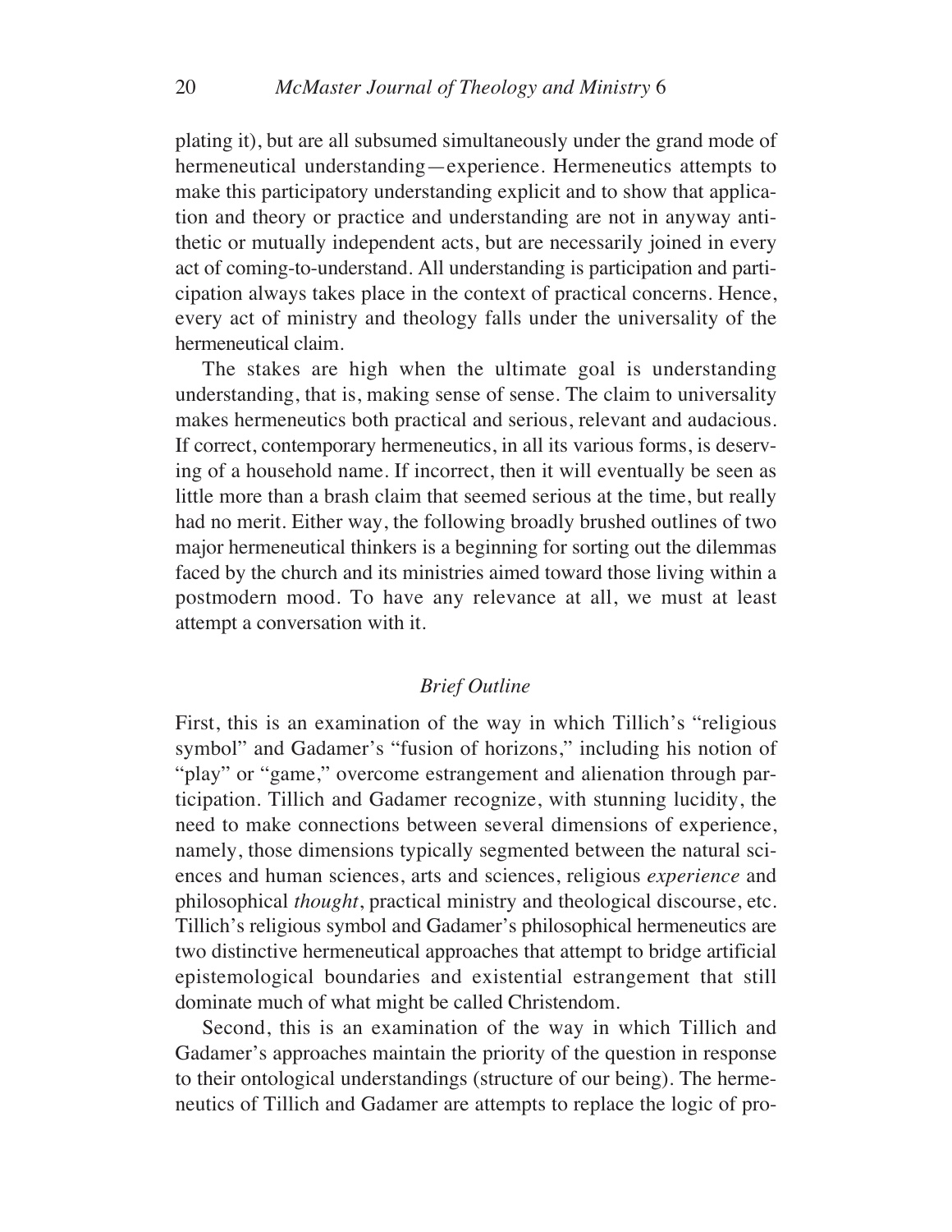plating it), but are all subsumed simultaneously under the grand mode of hermeneutical understanding—experience. Hermeneutics attempts to make this participatory understanding explicit and to show that application and theory or practice and understanding are not in anyway antithetic or mutually independent acts, but are necessarily joined in every act of coming-to-understand. All understanding is participation and participation always takes place in the context of practical concerns. Hence, every act of ministry and theology falls under the universality of the hermeneutical claim.

The stakes are high when the ultimate goal is understanding understanding, that is, making sense of sense. The claim to universality makes hermeneutics both practical and serious, relevant and audacious. If correct, contemporary hermeneutics, in all its various forms, is deserving of a household name. If incorrect, then it will eventually be seen as little more than a brash claim that seemed serious at the time, but really had no merit. Either way, the following broadly brushed outlines of two major hermeneutical thinkers is a beginning for sorting out the dilemmas faced by the church and its ministries aimed toward those living within a postmodern mood. To have any relevance at all, we must at least attempt a conversation with it.

### *Brief Outline*

First, this is an examination of the way in which Tillich's "religious symbol" and Gadamer's "fusion of horizons," including his notion of "play" or "game," overcome estrangement and alienation through participation. Tillich and Gadamer recognize, with stunning lucidity, the need to make connections between several dimensions of experience, namely, those dimensions typically segmented between the natural sciences and human sciences, arts and sciences, religious *experience* and philosophical *thought*, practical ministry and theological discourse, etc. Tillich's religious symbol and Gadamer's philosophical hermeneutics are two distinctive hermeneutical approaches that attempt to bridge artificial epistemological boundaries and existential estrangement that still dominate much of what might be called Christendom.

Second, this is an examination of the way in which Tillich and Gadamer's approaches maintain the priority of the question in response to their ontological understandings (structure of our being). The hermeneutics of Tillich and Gadamer are attempts to replace the logic of pro-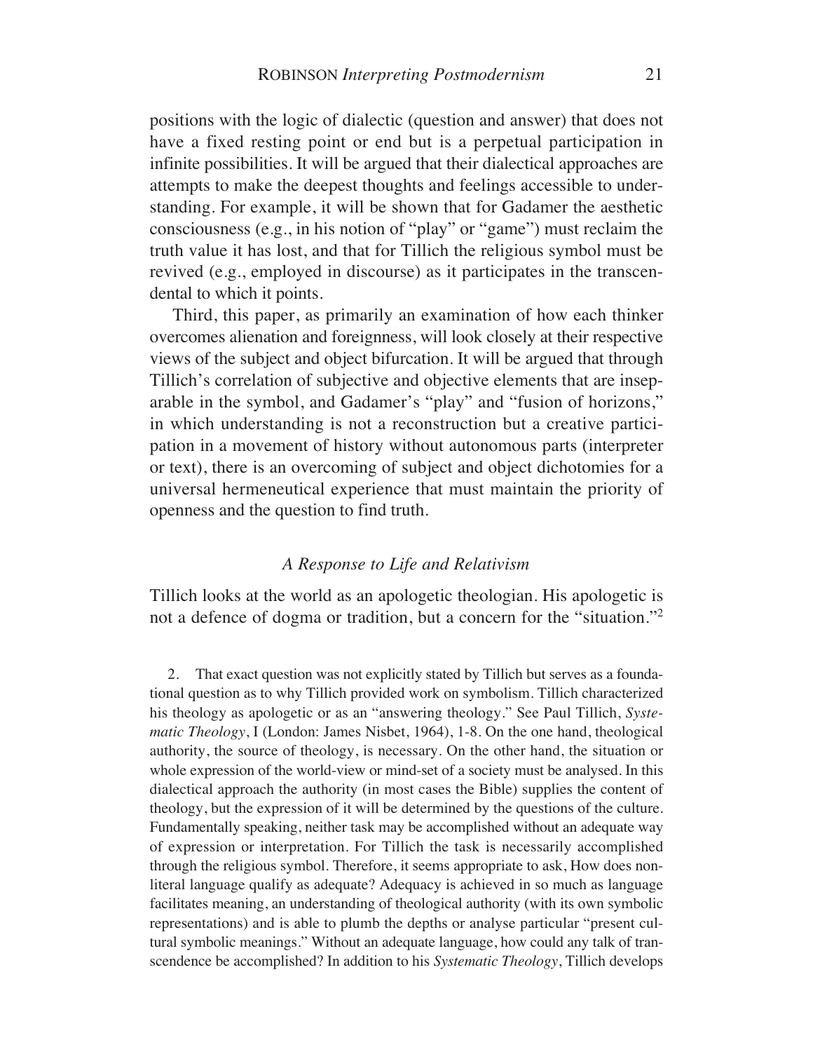positions with the logic of dialectic (question and answer) that does not have a fixed resting point or end but is a perpetual participation in infinite possibilities. It will be argued that their dialectical approaches are attempts to make the deepest thoughts and feelings accessible to understanding. For example, it will be shown that for Gadamer the aesthetic consciousness (e.g., in his notion of "play" or "game") must reclaim the truth value it has lost, and that for Tillich the religious symbol must be revived (e.g., employed in discourse) as it participates in the transcendental to which it points.

Third, this paper, as primarily an examination of how each thinker overcomes alienation and foreignness, will look closely at their respective views of the subject and object bifurcation. It will be argued that through Tillich's correlation of subjective and objective elements that are inseparable in the symbol, and Gadamer's "play" and "fusion of horizons," in which understanding is not a reconstruction but a creative participation in a movement of history without autonomous parts (interpreter or text), there is an overcoming of subject and object dichotomies for a universal hermeneutical experience that must maintain the priority of openness and the question to find truth.

### *A Response to Life and Relativism*

Tillich looks at the world as an apologetic theologian. His apologetic is not a defence of dogma or tradition, but a concern for the "situation."[2]

2. That exact question was not explicitly stated by Tillich but serves as a foundational question as to why Tillich provided work on symbolism. Tillich characterized his theology as apologetic or as an "answering theology." See Paul Tillich, *Systematic Theology*, I (London: James Nisbet, 1964), 1-8. On the one hand, theological authority, the source of theology, is necessary. On the other hand, the situation or whole expression of the world-view or mind-set of a society must be analysed. In this dialectical approach the authority (in most cases the Bible) supplies the content of theology, but the expression of it will be determined by the questions of the culture. Fundamentally speaking, neither task may be accomplished without an adequate way of expression or interpretation. For Tillich the task is necessarily accomplished through the religious symbol. Therefore, it seems appropriate to ask, How does non-literal language qualify as adequate? Adequacy is achieved in so much as language facilitates meaning, an understanding of theological authority (with its own symbolic representations) and is able to plumb the depths or analyse particular "present cultural symbolic meanings." Without an adequate language, how could any talk of transcendence be accomplished? In addition to his *Systematic Theology*, Tillich develops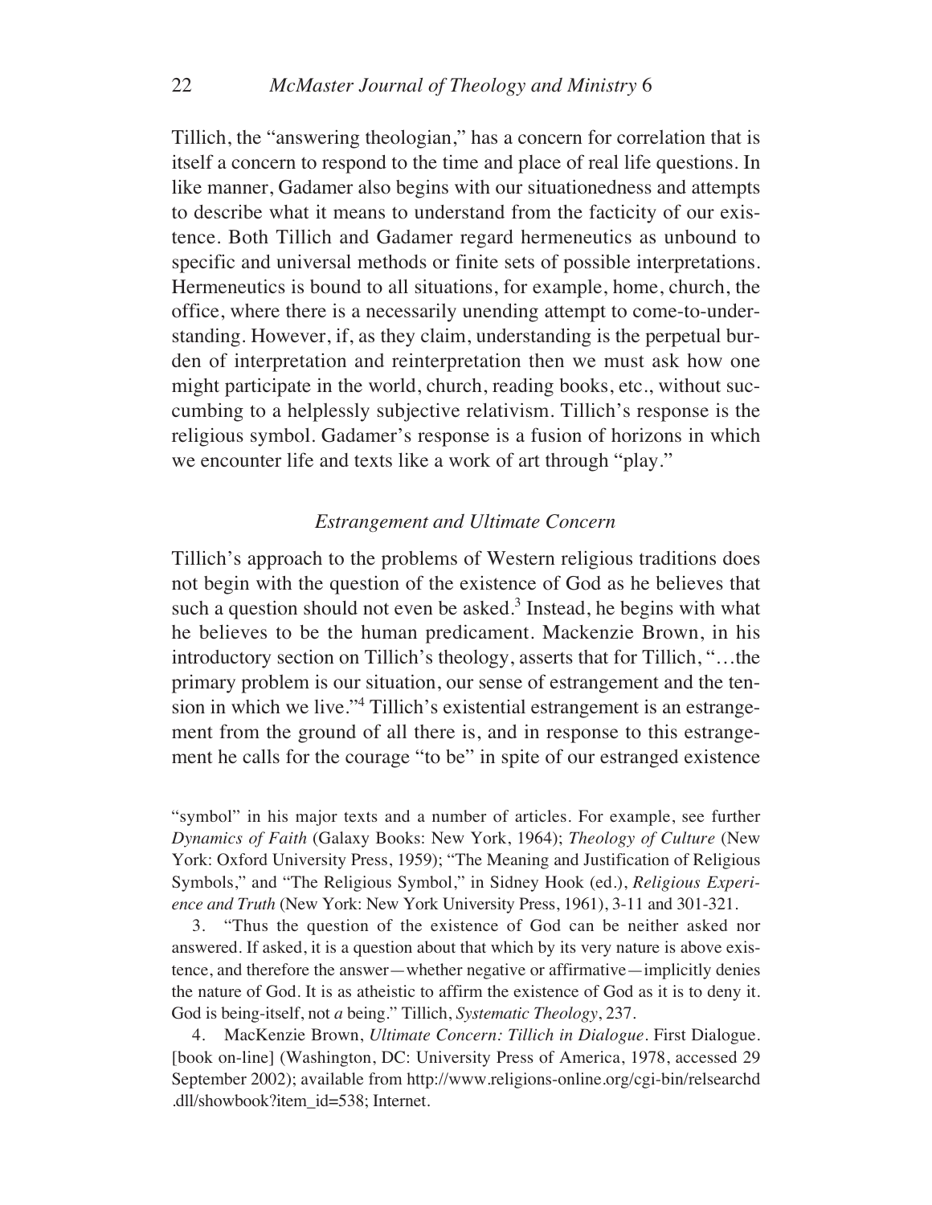Tillich, the "answering theologian," has a concern for correlation that is itself a concern to respond to the time and place of real life questions. In like manner, Gadamer also begins with our situationedness and attempts to describe what it means to understand from the facticity of our existence. Both Tillich and Gadamer regard hermeneutics as unbound to specific and universal methods or finite sets of possible interpretations. Hermeneutics is bound to all situations, for example, home, church, the office, where there is a necessarily unending attempt to come-to-understanding. However, if, as they claim, understanding is the perpetual burden of interpretation and reinterpretation then we must ask how one might participate in the world, church, reading books, etc., without succumbing to a helplessly subjective relativism. Tillich's response is the religious symbol. Gadamer's response is a fusion of horizons in which we encounter life and texts like a work of art through "play."

### *Estrangement and Ultimate Concern*

Tillich's approach to the problems of Western religious traditions does not begin with the question of the existence of God as he believes that such a question should not even be asked.[3] Instead, he begins with what he believes to be the human predicament. Mackenzie Brown, in his introductory section on Tillich's theology, asserts that for Tillich, "…the primary problem is our situation, our sense of estrangement and the tension in which we live."[4] Tillich's existential estrangement is an estrangement from the ground of all there is, and in response to this estrangement he calls for the courage "to be" in spite of our estranged existence

---

"symbol" in his major texts and a number of articles. For example, see further *Dynamics of Faith* (Galaxy Books: New York, 1964); *Theology of Culture* (New York: Oxford University Press, 1959); "The Meaning and Justification of Religious Symbols," and "The Religious Symbol," in Sidney Hook (ed.), *Religious Experience and Truth* (New York: New York University Press, 1961), 3-11 and 301-321.

3. "Thus the question of the existence of God can be neither asked nor answered. If asked, it is a question about that which by its very nature is above existence, and therefore the answer—whether negative or affirmative—implicitly denies the nature of God. It is as atheistic to affirm the existence of God as it is to deny it. God is being-itself, not *a* being." Tillich, *Systematic Theology*, 237.

4. MacKenzie Brown, *Ultimate Concern: Tillich in Dialogue*. First Dialogue. [book on-line] (Washington, DC: University Press of America, 1978, accessed 29 September 2002); available from http://www.religions-online.org/cgi-bin/relsearchd.dll/showbook?item_id=538; Internet.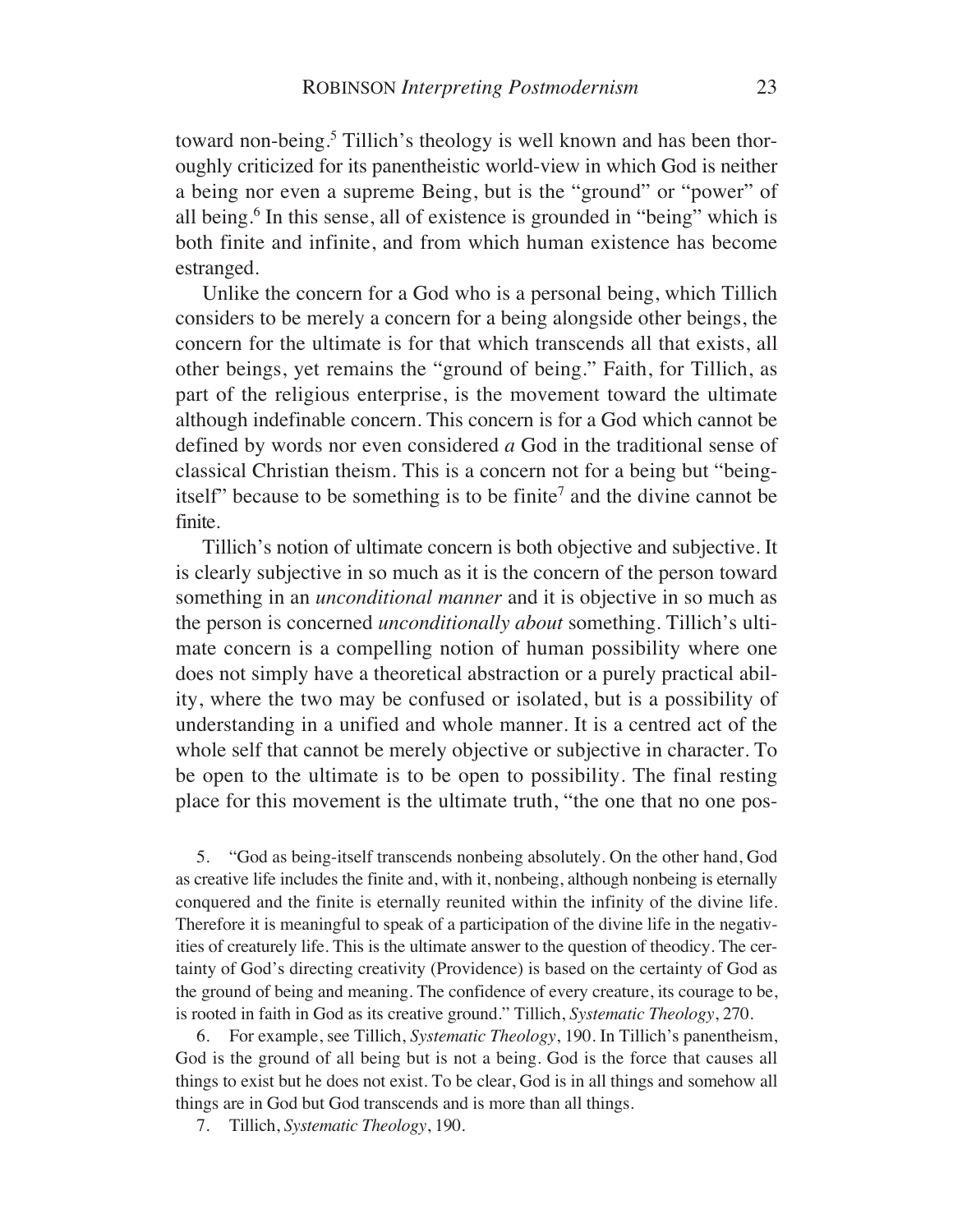toward non-being.[5] Tillich's theology is well known and has been thoroughly criticized for its panentheistic world-view in which God is neither a being nor even a supreme Being, but is the "ground" or "power" of all being.[6] In this sense, all of existence is grounded in "being" which is both finite and infinite, and from which human existence has become estranged.

Unlike the concern for a God who is a personal being, which Tillich considers to be merely a concern for a being alongside other beings, the concern for the ultimate is for that which transcends all that exists, all other beings, yet remains the "ground of being." Faith, for Tillich, as part of the religious enterprise, is the movement toward the ultimate although indefinable concern. This concern is for a God which cannot be defined by words nor even considered *a* God in the traditional sense of classical Christian theism. This is a concern not for a being but "being-itself" because to be something is to be finite[7] and the divine cannot be finite.

Tillich's notion of ultimate concern is both objective and subjective. It is clearly subjective in so much as it is the concern of the person toward something in an *unconditional manner* and it is objective in so much as the person is concerned *unconditionally about* something. Tillich's ultimate concern is a compelling notion of human possibility where one does not simply have a theoretical abstraction or a purely practical ability, where the two may be confused or isolated, but is a possibility of understanding in a unified and whole manner. It is a centred act of the whole self that cannot be merely objective or subjective in character. To be open to the ultimate is to be open to possibility. The final resting place for this movement is the ultimate truth, "the one that no one pos-

5. "God as being-itself transcends nonbeing absolutely. On the other hand, God as creative life includes the finite and, with it, nonbeing, although nonbeing is eternally conquered and the finite is eternally reunited within the infinity of the divine life. Therefore it is meaningful to speak of a participation of the divine life in the negativities of creaturely life. This is the ultimate answer to the question of theodicy. The certainty of God's directing creativity (Providence) is based on the certainty of God as the ground of being and meaning. The confidence of every creature, its courage to be, is rooted in faith in God as its creative ground." Tillich, *Systematic Theology*, 270.

6. For example, see Tillich, *Systematic Theology*, 190. In Tillich's panentheism, God is the ground of all being but is not a being. God is the force that causes all things to exist but he does not exist. To be clear, God is in all things and somehow all things are in God but God transcends and is more than all things.

7. Tillich, *Systematic Theology*, 190.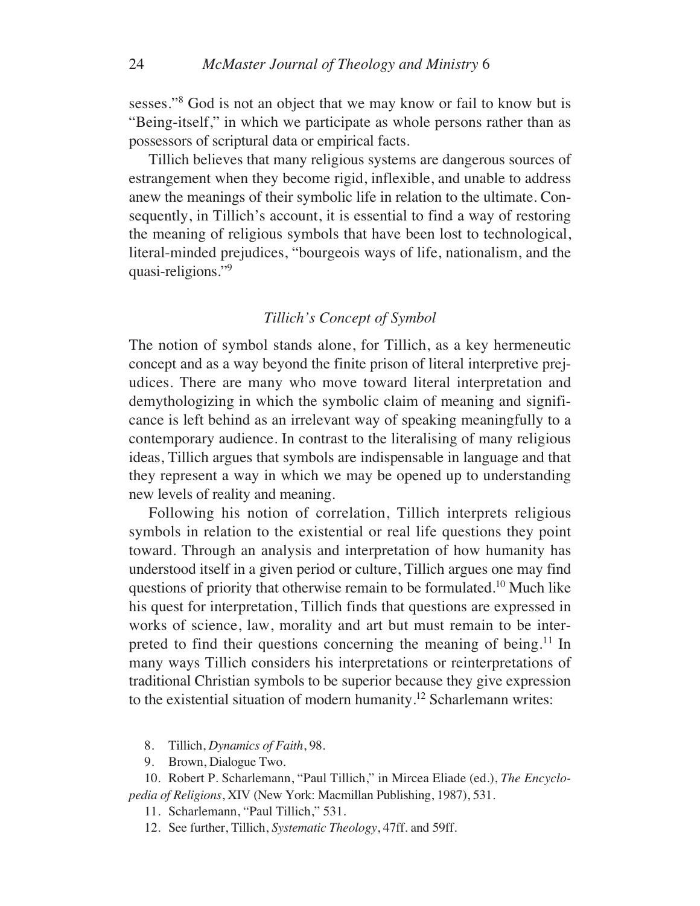sesses."[8] God is not an object that we may know or fail to know but is "Being-itself," in which we participate as whole persons rather than as possessors of scriptural data or empirical facts.

Tillich believes that many religious systems are dangerous sources of estrangement when they become rigid, inflexible, and unable to address anew the meanings of their symbolic life in relation to the ultimate. Consequently, in Tillich's account, it is essential to find a way of restoring the meaning of religious symbols that have been lost to technological, literal-minded prejudices, "bourgeois ways of life, nationalism, and the quasi-religions."[9]

### *Tillich's Concept of Symbol*

The notion of symbol stands alone, for Tillich, as a key hermeneutic concept and as a way beyond the finite prison of literal interpretive prejudices. There are many who move toward literal interpretation and demythologizing in which the symbolic claim of meaning and significance is left behind as an irrelevant way of speaking meaningfully to a contemporary audience. In contrast to the literalising of many religious ideas, Tillich argues that symbols are indispensable in language and that they represent a way in which we may be opened up to understanding new levels of reality and meaning.

Following his notion of correlation, Tillich interprets religious symbols in relation to the existential or real life questions they point toward. Through an analysis and interpretation of how humanity has understood itself in a given period or culture, Tillich argues one may find questions of priority that otherwise remain to be formulated.[10] Much like his quest for interpretation, Tillich finds that questions are expressed in works of science, law, morality and art but must remain to be interpreted to find their questions concerning the meaning of being.[11] In many ways Tillich considers his interpretations or reinterpretations of traditional Christian symbols to be superior because they give expression to the existential situation of modern humanity.[12] Scharlemann writes:

8. Tillich, *Dynamics of Faith*, 98.

9. Brown, Dialogue Two.

10. Robert P. Scharlemann, "Paul Tillich," in Mircea Eliade (ed.), *The Encyclopedia of Religions*, XIV (New York: Macmillan Publishing, 1987), 531.

11. Scharlemann, "Paul Tillich," 531.

12. See further, Tillich, *Systematic Theology*, 47ff. and 59ff.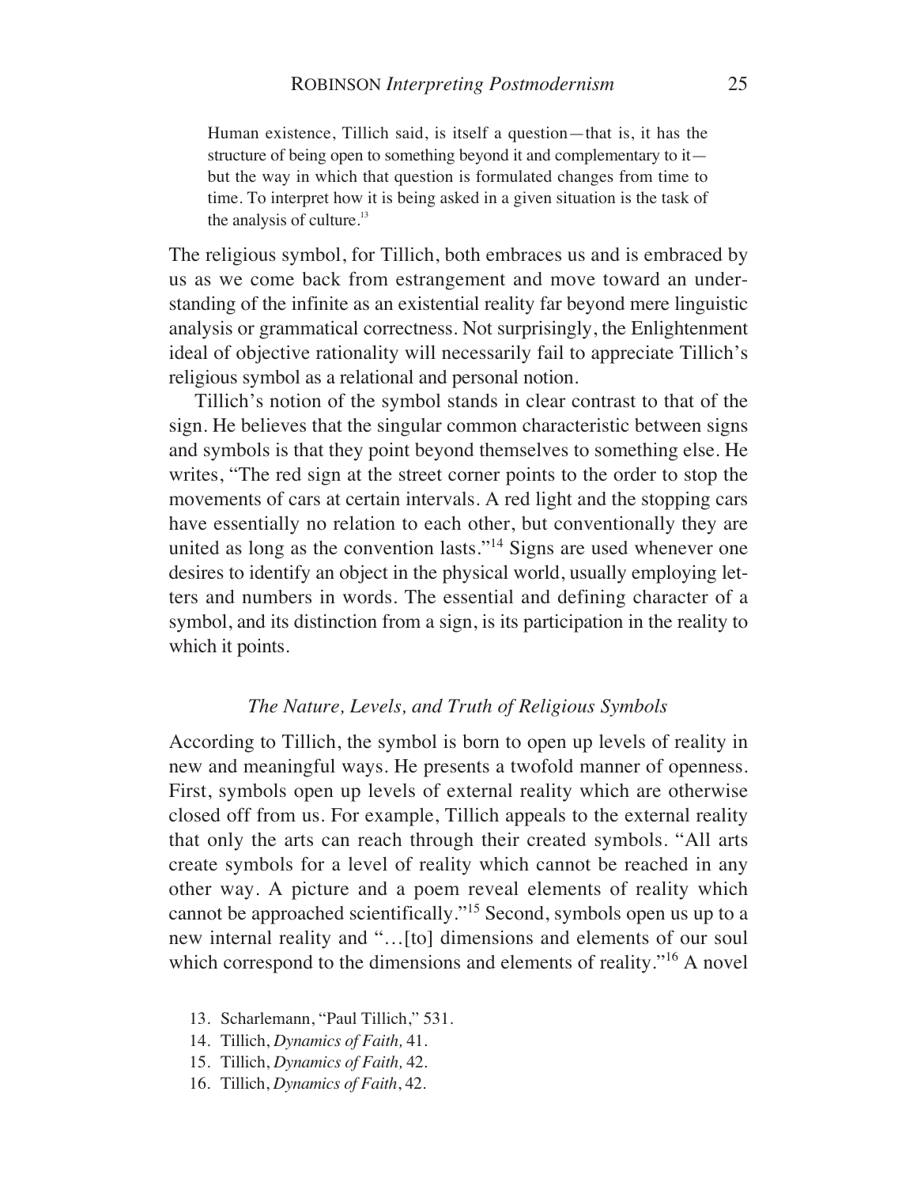> Human existence, Tillich said, is itself a question—that is, it has the structure of being open to something beyond it and complementary to it—but the way in which that question is formulated changes from time to time. To interpret how it is being asked in a given situation is the task of the analysis of culture.[13]

The religious symbol, for Tillich, both embraces us and is embraced by us as we come back from estrangement and move toward an understanding of the infinite as an existential reality far beyond mere linguistic analysis or grammatical correctness. Not surprisingly, the Enlightenment ideal of objective rationality will necessarily fail to appreciate Tillich's religious symbol as a relational and personal notion.

Tillich's notion of the symbol stands in clear contrast to that of the sign. He believes that the singular common characteristic between signs and symbols is that they point beyond themselves to something else. He writes, "The red sign at the street corner points to the order to stop the movements of cars at certain intervals. A red light and the stopping cars have essentially no relation to each other, but conventionally they are united as long as the convention lasts."[14] Signs are used whenever one desires to identify an object in the physical world, usually employing letters and numbers in words. The essential and defining character of a symbol, and its distinction from a sign, is its participation in the reality to which it points.

### *The Nature, Levels, and Truth of Religious Symbols*

According to Tillich, the symbol is born to open up levels of reality in new and meaningful ways. He presents a twofold manner of openness. First, symbols open up levels of external reality which are otherwise closed off from us. For example, Tillich appeals to the external reality that only the arts can reach through their created symbols. "All arts create symbols for a level of reality which cannot be reached in any other way. A picture and a poem reveal elements of reality which cannot be approached scientifically."[15] Second, symbols open us up to a new internal reality and "…[to] dimensions and elements of our soul which correspond to the dimensions and elements of reality."[16] A novel

13. Scharlemann, "Paul Tillich," 531.
14. Tillich, *Dynamics of Faith,* 41.
15. Tillich, *Dynamics of Faith,* 42.
16. Tillich, *Dynamics of Faith*, 42.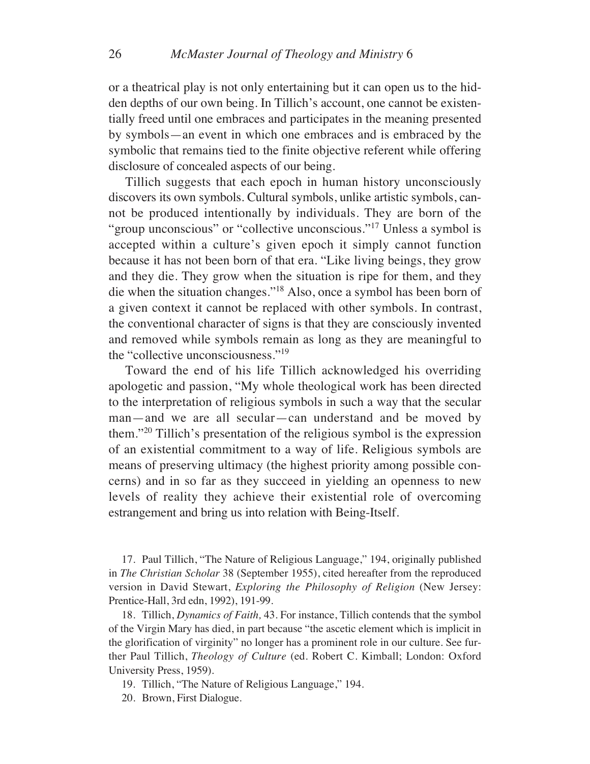or a theatrical play is not only entertaining but it can open us to the hidden depths of our own being. In Tillich's account, one cannot be existentially freed until one embraces and participates in the meaning presented by symbols—an event in which one embraces and is embraced by the symbolic that remains tied to the finite objective referent while offering disclosure of concealed aspects of our being.

Tillich suggests that each epoch in human history unconsciously discovers its own symbols. Cultural symbols, unlike artistic symbols, cannot be produced intentionally by individuals. They are born of the "group unconscious" or "collective unconscious."[17] Unless a symbol is accepted within a culture's given epoch it simply cannot function because it has not been born of that era. "Like living beings, they grow and they die. They grow when the situation is ripe for them, and they die when the situation changes."[18] Also, once a symbol has been born of a given context it cannot be replaced with other symbols. In contrast, the conventional character of signs is that they are consciously invented and removed while symbols remain as long as they are meaningful to the "collective unconsciousness."[19]

Toward the end of his life Tillich acknowledged his overriding apologetic and passion, "My whole theological work has been directed to the interpretation of religious symbols in such a way that the secular man—and we are all secular—can understand and be moved by them."[20] Tillich's presentation of the religious symbol is the expression of an existential commitment to a way of life. Religious symbols are means of preserving ultimacy (the highest priority among possible concerns) and in so far as they succeed in yielding an openness to new levels of reality they achieve their existential role of overcoming estrangement and bring us into relation with Being-Itself.

17. Paul Tillich, "The Nature of Religious Language," 194, originally published in *The Christian Scholar* 38 (September 1955), cited hereafter from the reproduced version in David Stewart, *Exploring the Philosophy of Religion* (New Jersey: Prentice-Hall, 3rd edn, 1992), 191-99.

18. Tillich, *Dynamics of Faith,* 43. For instance, Tillich contends that the symbol of the Virgin Mary has died, in part because "the ascetic element which is implicit in the glorification of virginity" no longer has a prominent role in our culture. See further Paul Tillich, *Theology of Culture* (ed. Robert C. Kimball; London: Oxford University Press, 1959).

19. Tillich, "The Nature of Religious Language," 194.

20. Brown, First Dialogue.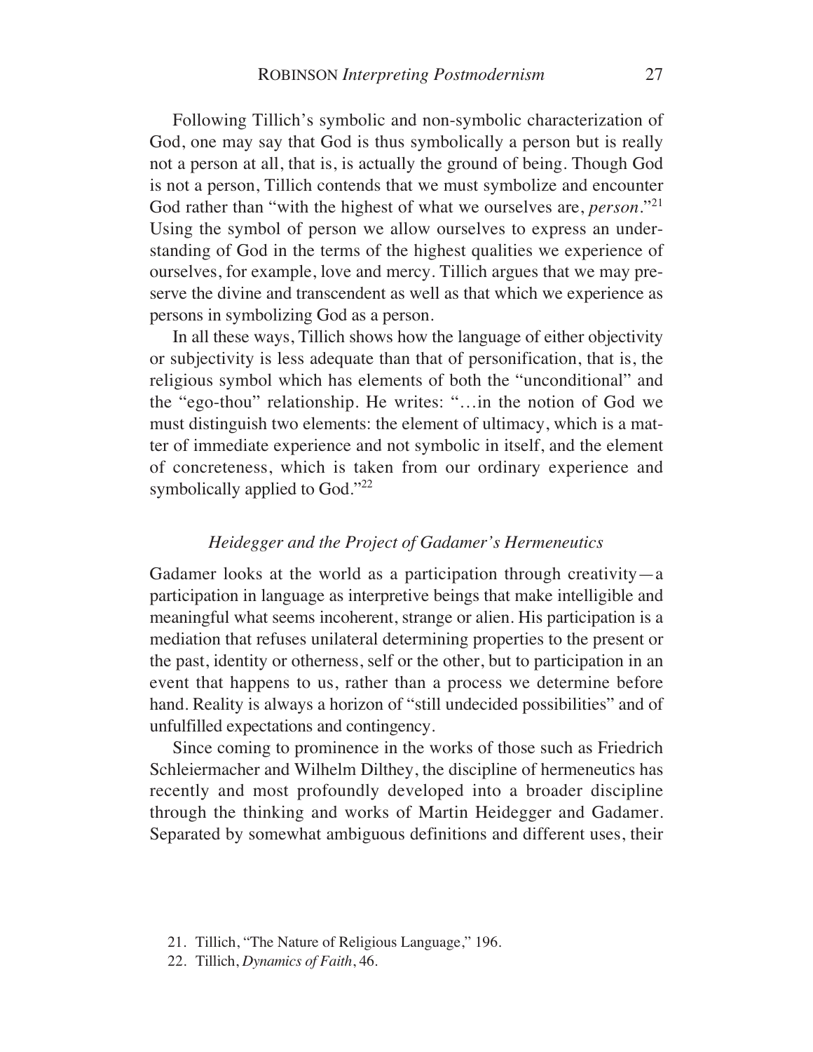Following Tillich's symbolic and non-symbolic characterization of God, one may say that God is thus symbolically a person but is really not a person at all, that is, is actually the ground of being. Though God is not a person, Tillich contends that we must symbolize and encounter God rather than "with the highest of what we ourselves are, *person*."[21] Using the symbol of person we allow ourselves to express an understanding of God in the terms of the highest qualities we experience of ourselves, for example, love and mercy. Tillich argues that we may preserve the divine and transcendent as well as that which we experience as persons in symbolizing God as a person.

In all these ways, Tillich shows how the language of either objectivity or subjectivity is less adequate than that of personification, that is, the religious symbol which has elements of both the "unconditional" and the "ego-thou" relationship. He writes: "…in the notion of God we must distinguish two elements: the element of ultimacy, which is a matter of immediate experience and not symbolic in itself, and the element of concreteness, which is taken from our ordinary experience and symbolically applied to God."[22]

### *Heidegger and the Project of Gadamer's Hermeneutics*

Gadamer looks at the world as a participation through creativity—a participation in language as interpretive beings that make intelligible and meaningful what seems incoherent, strange or alien. His participation is a mediation that refuses unilateral determining properties to the present or the past, identity or otherness, self or the other, but to participation in an event that happens to us, rather than a process we determine before hand. Reality is always a horizon of "still undecided possibilities" and of unfulfilled expectations and contingency.

Since coming to prominence in the works of those such as Friedrich Schleiermacher and Wilhelm Dilthey, the discipline of hermeneutics has recently and most profoundly developed into a broader discipline through the thinking and works of Martin Heidegger and Gadamer. Separated by somewhat ambiguous definitions and different uses, their

21. Tillich, "The Nature of Religious Language," 196.

22. Tillich, *Dynamics of Faith*, 46.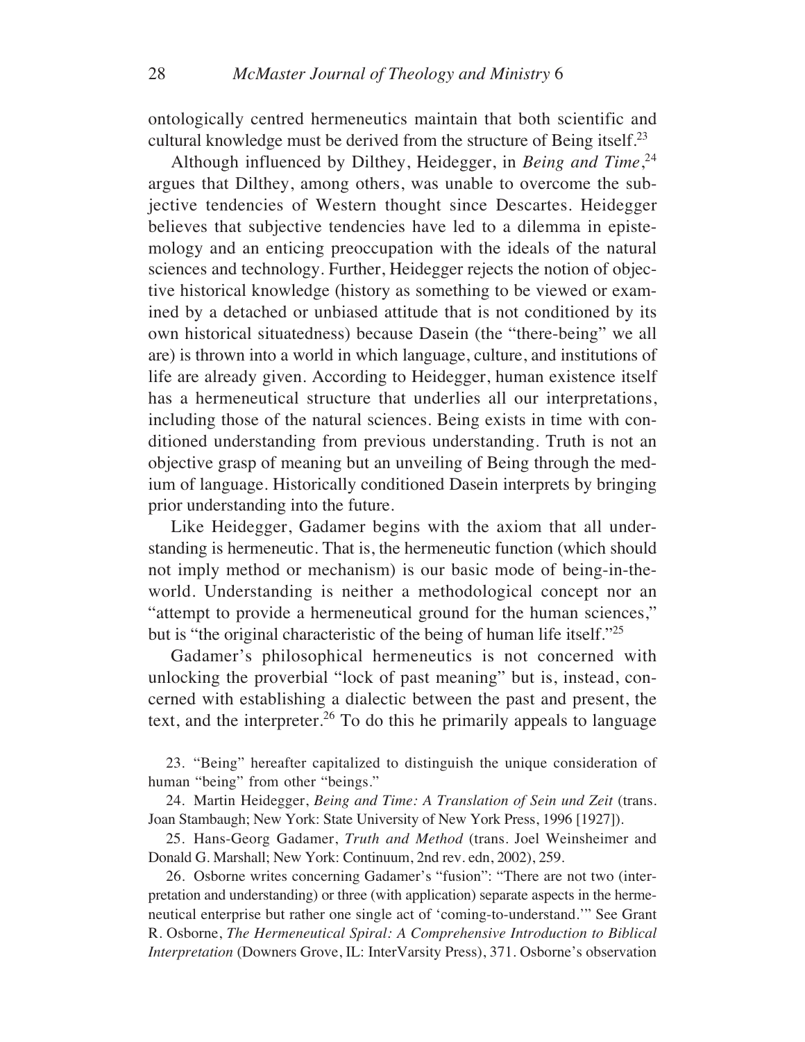ontologically centred hermeneutics maintain that both scientific and cultural knowledge must be derived from the structure of Being itself.[23]

Although influenced by Dilthey, Heidegger, in *Being and Time*,[24] argues that Dilthey, among others, was unable to overcome the subjective tendencies of Western thought since Descartes. Heidegger believes that subjective tendencies have led to a dilemma in epistemology and an enticing preoccupation with the ideals of the natural sciences and technology. Further, Heidegger rejects the notion of objective historical knowledge (history as something to be viewed or examined by a detached or unbiased attitude that is not conditioned by its own historical situatedness) because Dasein (the "there-being" we all are) is thrown into a world in which language, culture, and institutions of life are already given. According to Heidegger, human existence itself has a hermeneutical structure that underlies all our interpretations, including those of the natural sciences. Being exists in time with conditioned understanding from previous understanding. Truth is not an objective grasp of meaning but an unveiling of Being through the medium of language. Historically conditioned Dasein interprets by bringing prior understanding into the future.

Like Heidegger, Gadamer begins with the axiom that all understanding is hermeneutic. That is, the hermeneutic function (which should not imply method or mechanism) is our basic mode of being-in-the-world. Understanding is neither a methodological concept nor an "attempt to provide a hermeneutical ground for the human sciences," but is "the original characteristic of the being of human life itself."[25]

Gadamer's philosophical hermeneutics is not concerned with unlocking the proverbial "lock of past meaning" but is, instead, concerned with establishing a dialectic between the past and present, the text, and the interpreter.[26] To do this he primarily appeals to language

23. "Being" hereafter capitalized to distinguish the unique consideration of human "being" from other "beings."

24. Martin Heidegger, *Being and Time: A Translation of Sein und Zeit* (trans. Joan Stambaugh; New York: State University of New York Press, 1996 [1927]).

25. Hans-Georg Gadamer, *Truth and Method* (trans. Joel Weinsheimer and Donald G. Marshall; New York: Continuum, 2nd rev. edn, 2002), 259.

26. Osborne writes concerning Gadamer's "fusion": "There are not two (interpretation and understanding) or three (with application) separate aspects in the hermeneutical enterprise but rather one single act of 'coming-to-understand.'" See Grant R. Osborne, *The Hermeneutical Spiral: A Comprehensive Introduction to Biblical Interpretation* (Downers Grove, IL: InterVarsity Press), 371. Osborne's observation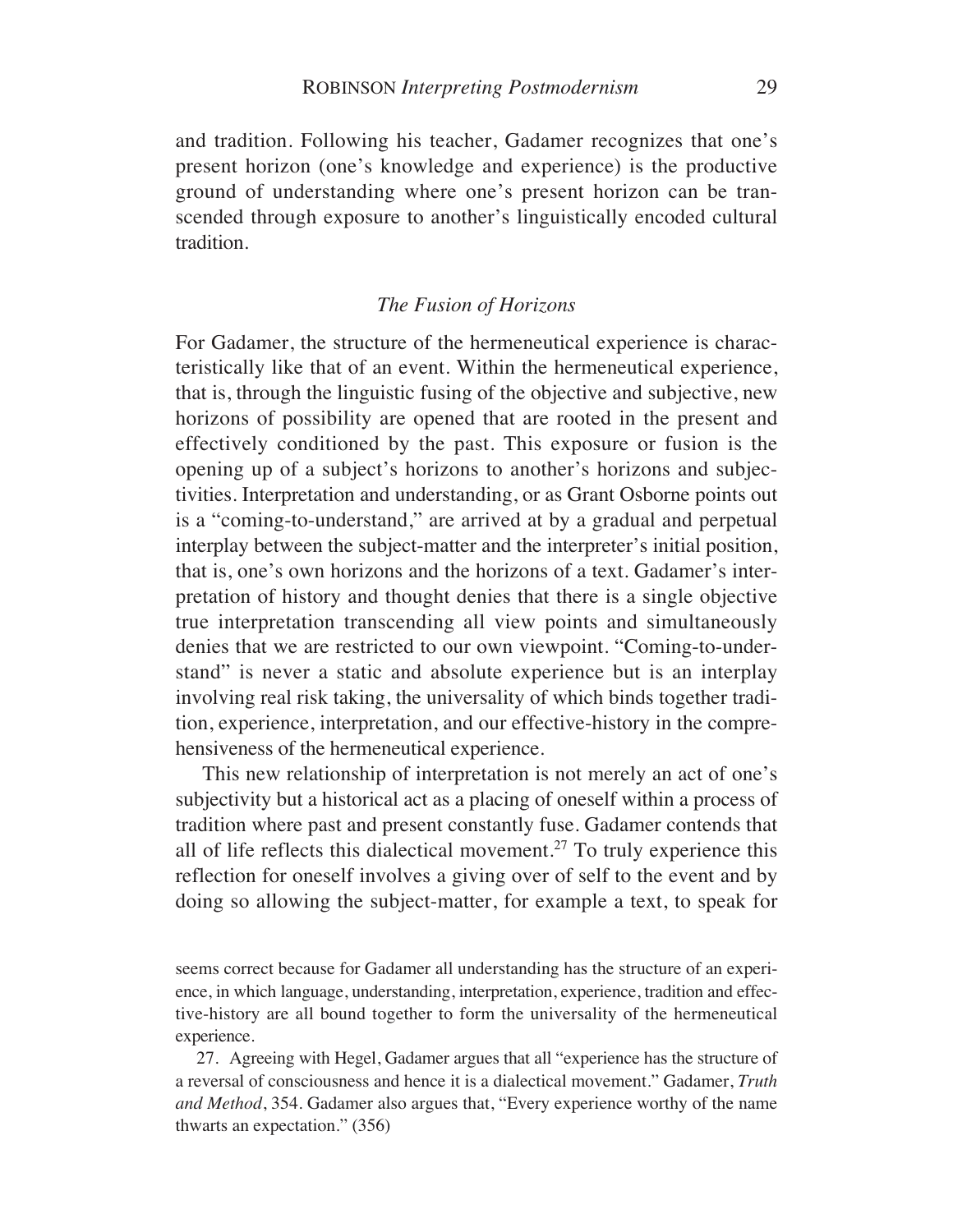and tradition. Following his teacher, Gadamer recognizes that one's present horizon (one's knowledge and experience) is the productive ground of understanding where one's present horizon can be transcended through exposure to another's linguistically encoded cultural tradition.

### *The Fusion of Horizons*

For Gadamer, the structure of the hermeneutical experience is characteristically like that of an event. Within the hermeneutical experience, that is, through the linguistic fusing of the objective and subjective, new horizons of possibility are opened that are rooted in the present and effectively conditioned by the past. This exposure or fusion is the opening up of a subject's horizons to another's horizons and subjectivities. Interpretation and understanding, or as Grant Osborne points out is a "coming-to-understand," are arrived at by a gradual and perpetual interplay between the subject-matter and the interpreter's initial position, that is, one's own horizons and the horizons of a text. Gadamer's interpretation of history and thought denies that there is a single objective true interpretation transcending all view points and simultaneously denies that we are restricted to our own viewpoint. "Coming-to-understand" is never a static and absolute experience but is an interplay involving real risk taking, the universality of which binds together tradition, experience, interpretation, and our effective-history in the comprehensiveness of the hermeneutical experience.

This new relationship of interpretation is not merely an act of one's subjectivity but a historical act as a placing of oneself within a process of tradition where past and present constantly fuse. Gadamer contends that all of life reflects this dialectical movement.[27] To truly experience this reflection for oneself involves a giving over of self to the event and by doing so allowing the subject-matter, for example a text, to speak for

seems correct because for Gadamer all understanding has the structure of an experience, in which language, understanding, interpretation, experience, tradition and effective-history are all bound together to form the universality of the hermeneutical experience.

27. Agreeing with Hegel, Gadamer argues that all "experience has the structure of a reversal of consciousness and hence it is a dialectical movement." Gadamer, *Truth and Method*, 354. Gadamer also argues that, "Every experience worthy of the name thwarts an expectation." (356)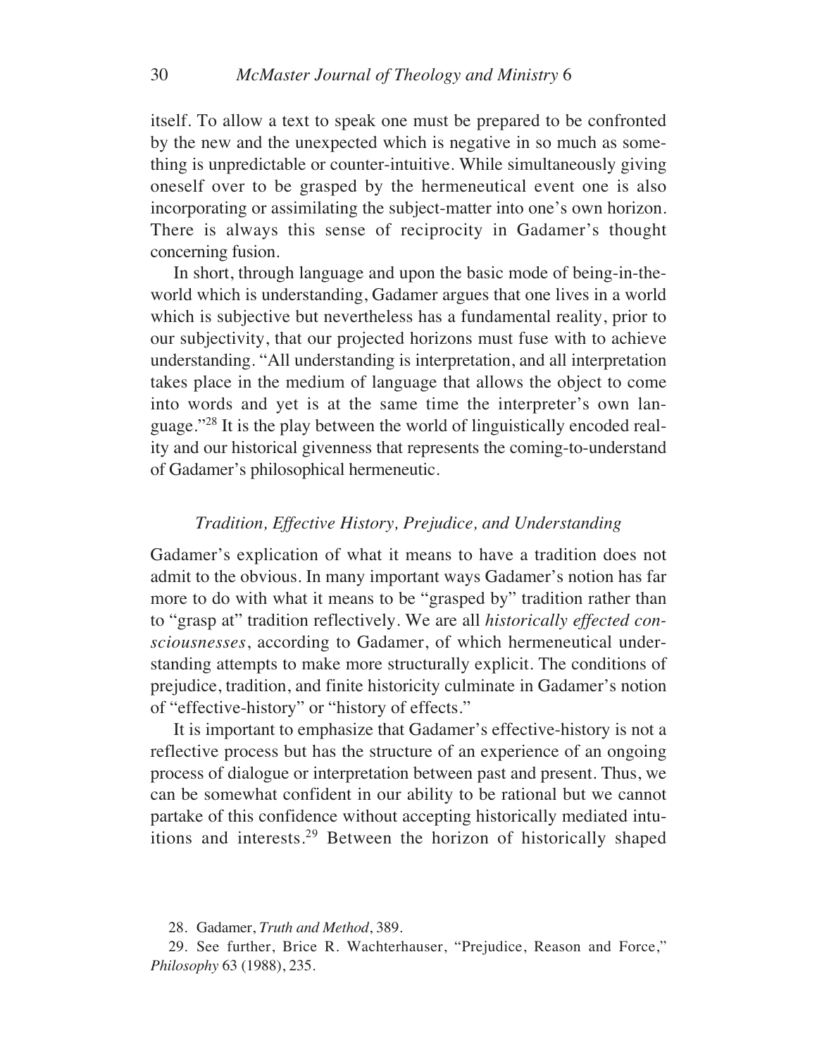itself. To allow a text to speak one must be prepared to be confronted by the new and the unexpected which is negative in so much as something is unpredictable or counter-intuitive. While simultaneously giving oneself over to be grasped by the hermeneutical event one is also incorporating or assimilating the subject-matter into one's own horizon. There is always this sense of reciprocity in Gadamer's thought concerning fusion.

In short, through language and upon the basic mode of being-in-the-world which is understanding, Gadamer argues that one lives in a world which is subjective but nevertheless has a fundamental reality, prior to our subjectivity, that our projected horizons must fuse with to achieve understanding. "All understanding is interpretation, and all interpretation takes place in the medium of language that allows the object to come into words and yet is at the same time the interpreter's own language."[28] It is the play between the world of linguistically encoded reality and our historical givenness that represents the coming-to-understand of Gadamer's philosophical hermeneutic.

### *Tradition, Effective History, Prejudice, and Understanding*

Gadamer's explication of what it means to have a tradition does not admit to the obvious. In many important ways Gadamer's notion has far more to do with what it means to be "grasped by" tradition rather than to "grasp at" tradition reflectively. We are all *historically effected consciousnesses*, according to Gadamer, of which hermeneutical understanding attempts to make more structurally explicit. The conditions of prejudice, tradition, and finite historicity culminate in Gadamer's notion of "effective-history" or "history of effects."

It is important to emphasize that Gadamer's effective-history is not a reflective process but has the structure of an experience of an ongoing process of dialogue or interpretation between past and present. Thus, we can be somewhat confident in our ability to be rational but we cannot partake of this confidence without accepting historically mediated intuitions and interests.[29] Between the horizon of historically shaped

28. Gadamer, *Truth and Method*, 389.

29. See further, Brice R. Wachterhauser, "Prejudice, Reason and Force," *Philosophy* 63 (1988), 235.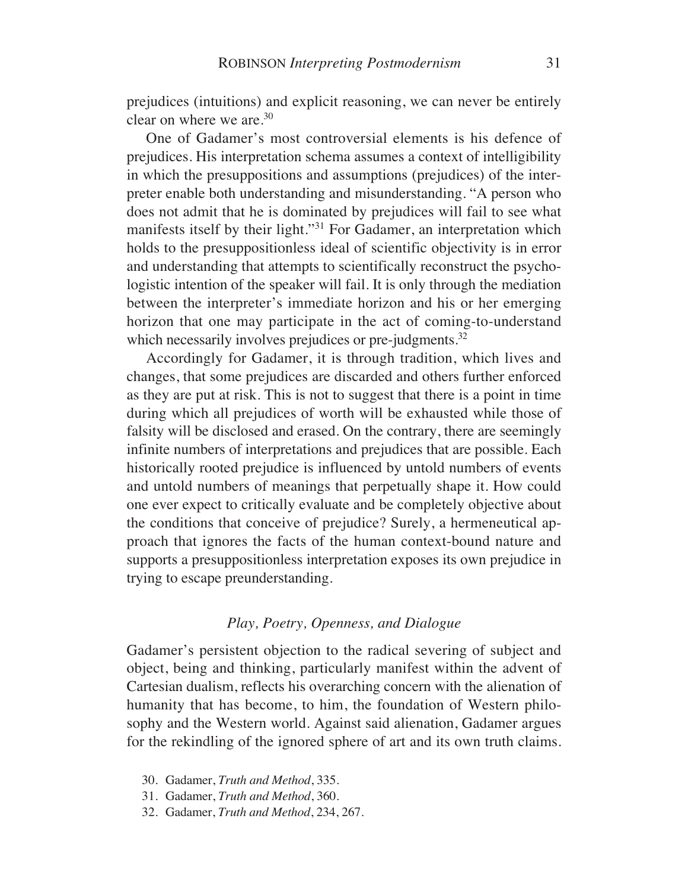prejudices (intuitions) and explicit reasoning, we can never be entirely clear on where we are.[30]

One of Gadamer's most controversial elements is his defence of prejudices. His interpretation schema assumes a context of intelligibility in which the presuppositions and assumptions (prejudices) of the interpreter enable both understanding and misunderstanding. "A person who does not admit that he is dominated by prejudices will fail to see what manifests itself by their light."[31] For Gadamer, an interpretation which holds to the presuppositionless ideal of scientific objectivity is in error and understanding that attempts to scientifically reconstruct the psychologistic intention of the speaker will fail. It is only through the mediation between the interpreter's immediate horizon and his or her emerging horizon that one may participate in the act of coming-to-understand which necessarily involves prejudices or pre-judgments.[32]

Accordingly for Gadamer, it is through tradition, which lives and changes, that some prejudices are discarded and others further enforced as they are put at risk. This is not to suggest that there is a point in time during which all prejudices of worth will be exhausted while those of falsity will be disclosed and erased. On the contrary, there are seemingly infinite numbers of interpretations and prejudices that are possible. Each historically rooted prejudice is influenced by untold numbers of events and untold numbers of meanings that perpetually shape it. How could one ever expect to critically evaluate and be completely objective about the conditions that conceive of prejudice? Surely, a hermeneutical approach that ignores the facts of the human context-bound nature and supports a presuppositionless interpretation exposes its own prejudice in trying to escape preunderstanding.

### *Play, Poetry, Openness, and Dialogue*

Gadamer's persistent objection to the radical severing of subject and object, being and thinking, particularly manifest within the advent of Cartesian dualism, reflects his overarching concern with the alienation of humanity that has become, to him, the foundation of Western philosophy and the Western world. Against said alienation, Gadamer argues for the rekindling of the ignored sphere of art and its own truth claims.

30. Gadamer, *Truth and Method*, 335.

31. Gadamer, *Truth and Method*, 360.

32. Gadamer, *Truth and Method*, 234, 267.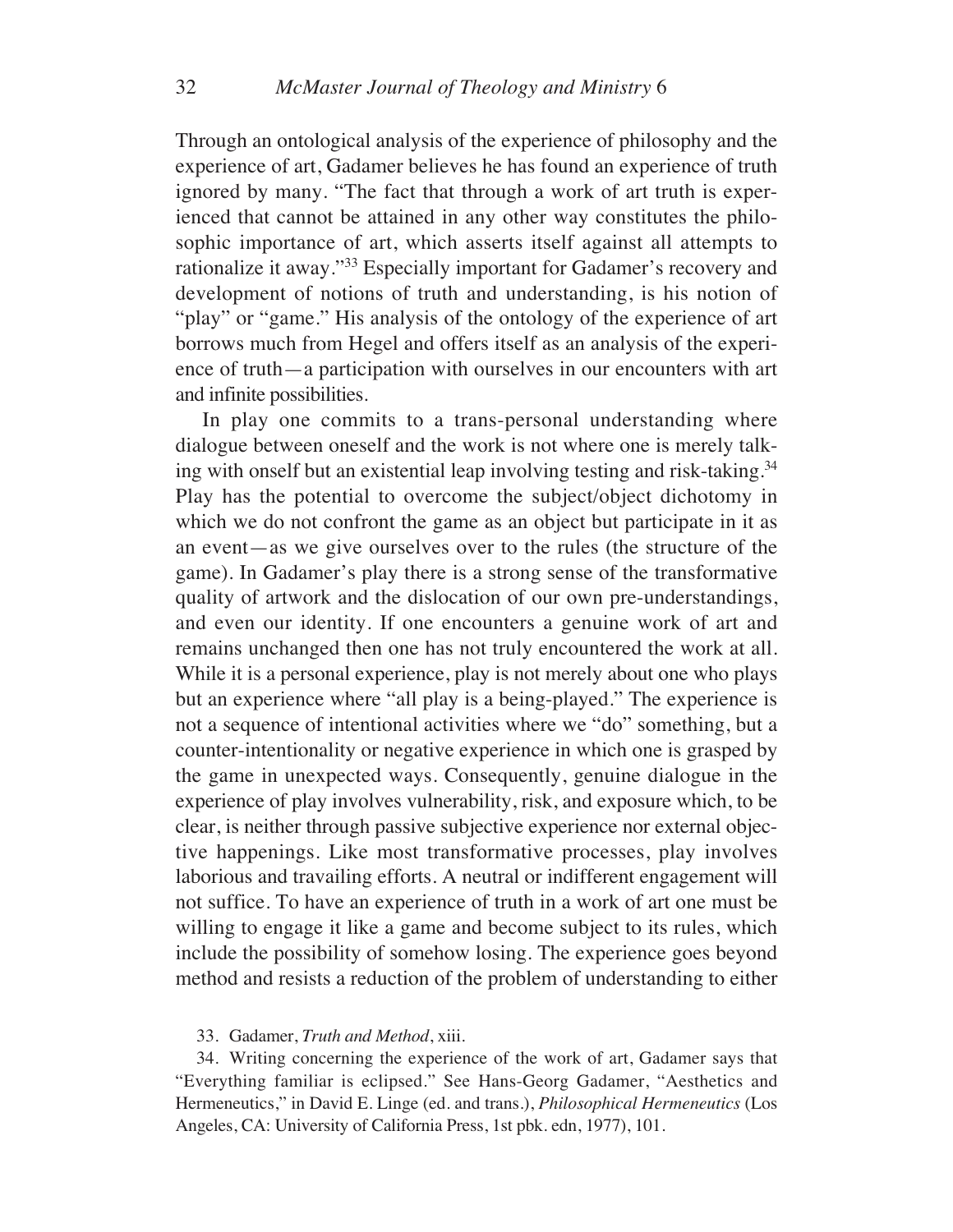Through an ontological analysis of the experience of philosophy and the experience of art, Gadamer believes he has found an experience of truth ignored by many. "The fact that through a work of art truth is experienced that cannot be attained in any other way constitutes the philosophic importance of art, which asserts itself against all attempts to rationalize it away."[33] Especially important for Gadamer's recovery and development of notions of truth and understanding, is his notion of "play" or "game." His analysis of the ontology of the experience of art borrows much from Hegel and offers itself as an analysis of the experience of truth—a participation with ourselves in our encounters with art and infinite possibilities.

In play one commits to a trans-personal understanding where dialogue between oneself and the work is not where one is merely talking with onself but an existential leap involving testing and risk-taking.[34] Play has the potential to overcome the subject/object dichotomy in which we do not confront the game as an object but participate in it as an event—as we give ourselves over to the rules (the structure of the game). In Gadamer's play there is a strong sense of the transformative quality of artwork and the dislocation of our own pre-understandings, and even our identity. If one encounters a genuine work of art and remains unchanged then one has not truly encountered the work at all. While it is a personal experience, play is not merely about one who plays but an experience where "all play is a being-played." The experience is not a sequence of intentional activities where we "do" something, but a counter-intentionality or negative experience in which one is grasped by the game in unexpected ways. Consequently, genuine dialogue in the experience of play involves vulnerability, risk, and exposure which, to be clear, is neither through passive subjective experience nor external objective happenings. Like most transformative processes, play involves laborious and travailing efforts. A neutral or indifferent engagement will not suffice. To have an experience of truth in a work of art one must be willing to engage it like a game and become subject to its rules, which include the possibility of somehow losing. The experience goes beyond method and resists a reduction of the problem of understanding to either

33. Gadamer, *Truth and Method*, xiii.

34. Writing concerning the experience of the work of art, Gadamer says that "Everything familiar is eclipsed." See Hans-Georg Gadamer, "Aesthetics and Hermeneutics," in David E. Linge (ed. and trans.), *Philosophical Hermeneutics* (Los Angeles, CA: University of California Press, 1st pbk. edn, 1977), 101.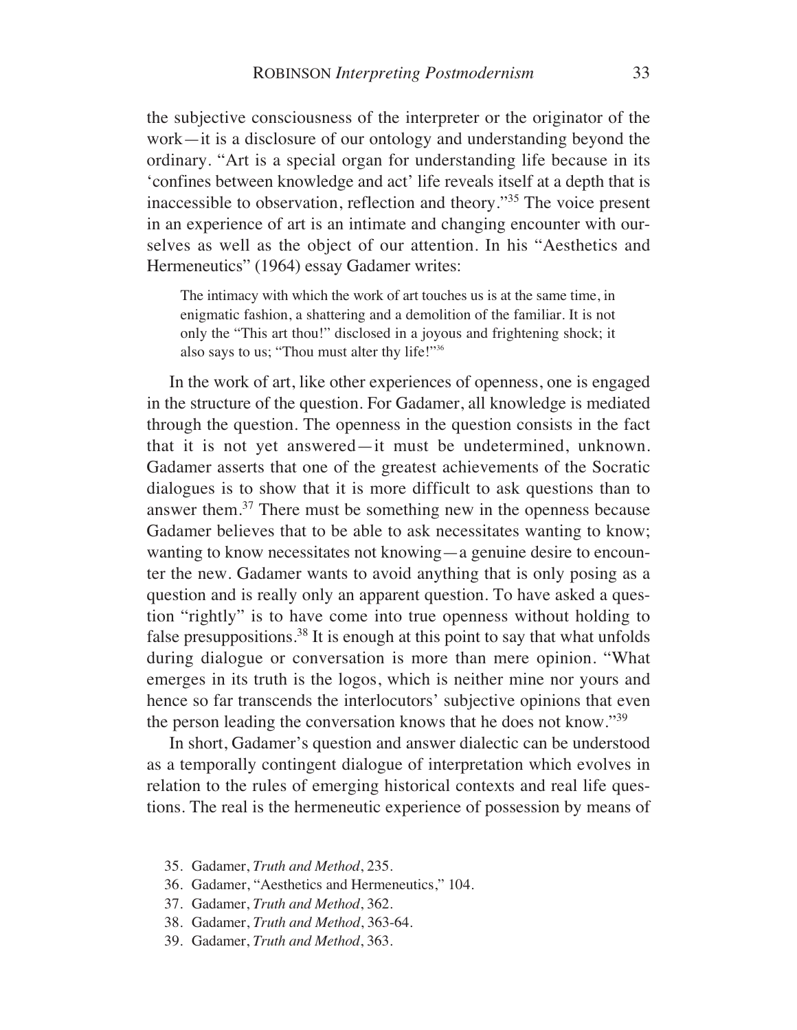the subjective consciousness of the interpreter or the originator of the work—it is a disclosure of our ontology and understanding beyond the ordinary. "Art is a special organ for understanding life because in its 'confines between knowledge and act' life reveals itself at a depth that is inaccessible to observation, reflection and theory."[35] The voice present in an experience of art is an intimate and changing encounter with ourselves as well as the object of our attention. In his "Aesthetics and Hermeneutics" (1964) essay Gadamer writes:

> The intimacy with which the work of art touches us is at the same time, in enigmatic fashion, a shattering and a demolition of the familiar. It is not only the "This art thou!" disclosed in a joyous and frightening shock; it also says to us; "Thou must alter thy life!"[36]

In the work of art, like other experiences of openness, one is engaged in the structure of the question. For Gadamer, all knowledge is mediated through the question. The openness in the question consists in the fact that it is not yet answered—it must be undetermined, unknown. Gadamer asserts that one of the greatest achievements of the Socratic dialogues is to show that it is more difficult to ask questions than to answer them.[37] There must be something new in the openness because Gadamer believes that to be able to ask necessitates wanting to know; wanting to know necessitates not knowing—a genuine desire to encounter the new. Gadamer wants to avoid anything that is only posing as a question and is really only an apparent question. To have asked a question "rightly" is to have come into true openness without holding to false presuppositions.[38] It is enough at this point to say that what unfolds during dialogue or conversation is more than mere opinion. "What emerges in its truth is the logos, which is neither mine nor yours and hence so far transcends the interlocutors' subjective opinions that even the person leading the conversation knows that he does not know."[39]

In short, Gadamer's question and answer dialectic can be understood as a temporally contingent dialogue of interpretation which evolves in relation to the rules of emerging historical contexts and real life questions. The real is the hermeneutic experience of possession by means of

35. Gadamer, *Truth and Method*, 235.
36. Gadamer, "Aesthetics and Hermeneutics," 104.
37. Gadamer, *Truth and Method*, 362.
38. Gadamer, *Truth and Method*, 363-64.
39. Gadamer, *Truth and Method*, 363.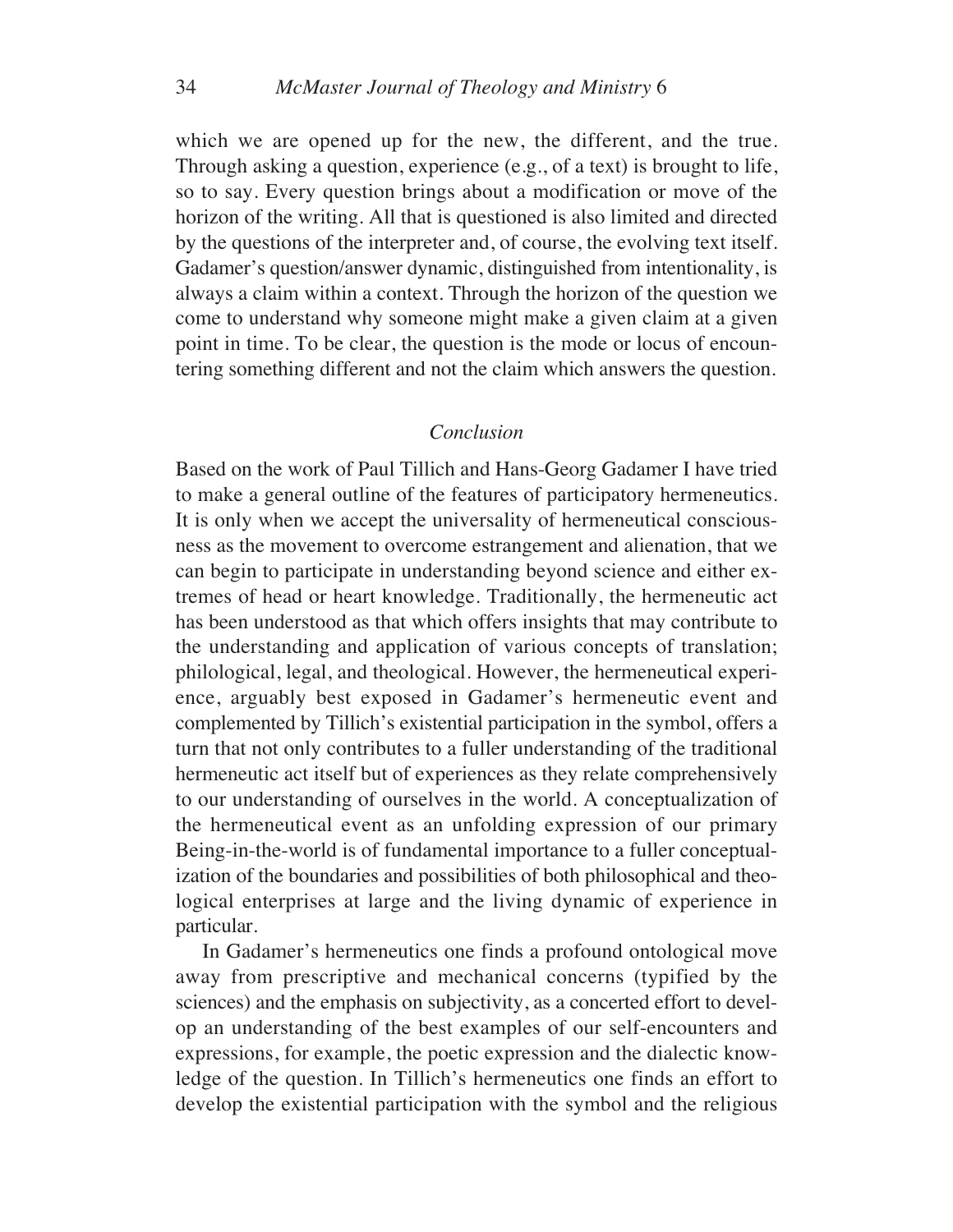which we are opened up for the new, the different, and the true. Through asking a question, experience (e.g., of a text) is brought to life, so to say. Every question brings about a modification or move of the horizon of the writing. All that is questioned is also limited and directed by the questions of the interpreter and, of course, the evolving text itself. Gadamer's question/answer dynamic, distinguished from intentionality, is always a claim within a context. Through the horizon of the question we come to understand why someone might make a given claim at a given point in time. To be clear, the question is the mode or locus of encountering something different and not the claim which answers the question.

## *Conclusion*

Based on the work of Paul Tillich and Hans-Georg Gadamer I have tried to make a general outline of the features of participatory hermeneutics. It is only when we accept the universality of hermeneutical consciousness as the movement to overcome estrangement and alienation, that we can begin to participate in understanding beyond science and either extremes of head or heart knowledge. Traditionally, the hermeneutic act has been understood as that which offers insights that may contribute to the understanding and application of various concepts of translation; philological, legal, and theological. However, the hermeneutical experience, arguably best exposed in Gadamer's hermeneutic event and complemented by Tillich's existential participation in the symbol, offers a turn that not only contributes to a fuller understanding of the traditional hermeneutic act itself but of experiences as they relate comprehensively to our understanding of ourselves in the world. A conceptualization of the hermeneutical event as an unfolding expression of our primary Being-in-the-world is of fundamental importance to a fuller conceptualization of the boundaries and possibilities of both philosophical and theological enterprises at large and the living dynamic of experience in particular.

In Gadamer's hermeneutics one finds a profound ontological move away from prescriptive and mechanical concerns (typified by the sciences) and the emphasis on subjectivity, as a concerted effort to develop an understanding of the best examples of our self-encounters and expressions, for example, the poetic expression and the dialectic knowledge of the question. In Tillich's hermeneutics one finds an effort to develop the existential participation with the symbol and the religious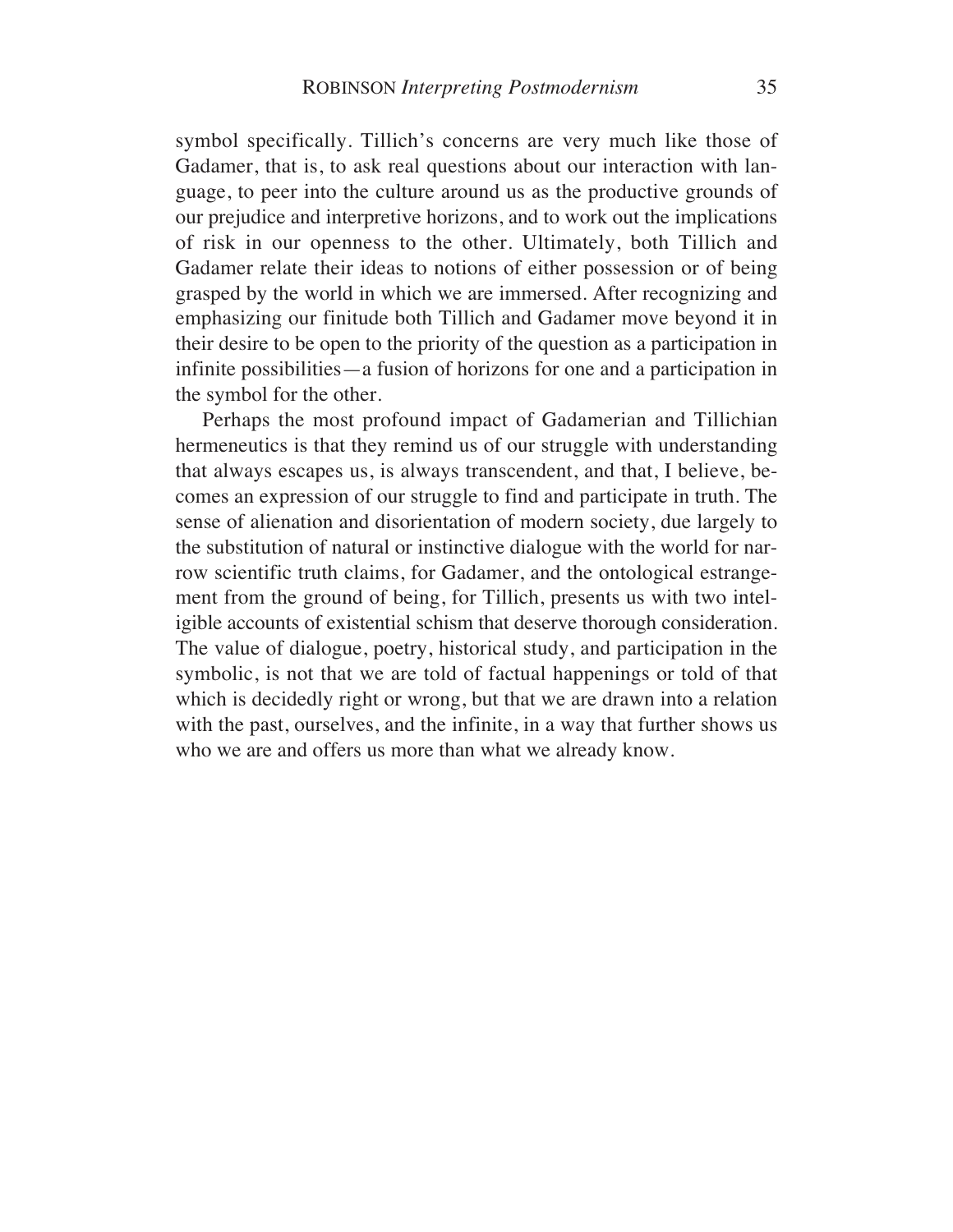symbol specifically. Tillich's concerns are very much like those of Gadamer, that is, to ask real questions about our interaction with language, to peer into the culture around us as the productive grounds of our prejudice and interpretive horizons, and to work out the implications of risk in our openness to the other. Ultimately, both Tillich and Gadamer relate their ideas to notions of either possession or of being grasped by the world in which we are immersed. After recognizing and emphasizing our finitude both Tillich and Gadamer move beyond it in their desire to be open to the priority of the question as a participation in infinite possibilities—a fusion of horizons for one and a participation in the symbol for the other.

Perhaps the most profound impact of Gadamerian and Tillichian hermeneutics is that they remind us of our struggle with understanding that always escapes us, is always transcendent, and that, I believe, becomes an expression of our struggle to find and participate in truth. The sense of alienation and disorientation of modern society, due largely to the substitution of natural or instinctive dialogue with the world for narrow scientific truth claims, for Gadamer, and the ontological estrangement from the ground of being, for Tillich, presents us with two intelligible accounts of existential schism that deserve thorough consideration. The value of dialogue, poetry, historical study, and participation in the symbolic, is not that we are told of factual happenings or told of that which is decidedly right or wrong, but that we are drawn into a relation with the past, ourselves, and the infinite, in a way that further shows us who we are and offers us more than what we already know.